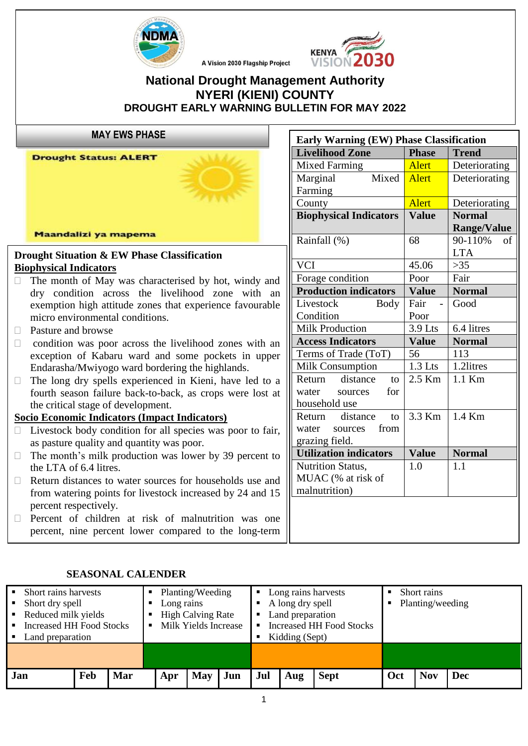A Vision 2030 Flagship Project

# National Drought Management Authority
# NYERI (KIENI) COUNTY
## DROUGHT EARLY WARNING BULLETIN FOR MAY 2022

### MAY EWS PHASE

**Drought Status: ALERT**

**Maandalizi ya mapema**

### Drought Situation & EW Phase Classification

**Biophysical Indicators**

- The month of May was characterised by hot, windy and dry condition across the livelihood zone with an exemption high attitude zones that experience favourable micro environmental conditions.
- Pasture and browse
- condition was poor across the livelihood zones with an exception of Kabaru ward and some pockets in upper Endarasha/Mwiyogo ward bordering the highlands.
- The long dry spells experienced in Kieni, have led to a fourth season failure back-to-back, as crops were lost at the critical stage of development.

**Socio Economic Indicators (Impact Indicators)**

- Livestock body condition for all species was poor to fair, as pasture quality and quantity was poor.
- The month's milk production was lower by 39 percent to the LTA of 6.4 litres.
- Return distances to water sources for households use and from watering points for livestock increased by 24 and 15 percent respectively.
- Percent of children at risk of malnutrition was one percent, nine percent lower compared to the long-term

### Early Warning (EW) Phase Classification

| Livelihood Zone | Phase | Trend |
|---|---|---|
| Mixed Farming | Alert | Deteriorating |
| Marginal Mixed Farming | Alert | Deteriorating |
| County | Alert | Deteriorating |
| **Biophysical Indicators** | **Value** | **Normal Range/Value** |
| Rainfall (%) | 68 | 90-110% of LTA |
| VCI | 45.06 | >35 |
| Forage condition | Poor | Fair |
| **Production indicators** | **Value** | **Normal** |
| Livestock Body Condition | Fair - Poor | Good |
| Milk Production | 3.9 Lts | 6.4 litres |
| **Access Indicators** | **Value** | **Normal** |
| Terms of Trade (ToT) | 56 | 113 |
| Milk Consumption | 1.3 Lts | 1.2litres |
| Return distance to water sources for household use | 2.5 Km | 1.1 Km |
| Return distance to water sources from grazing field. | 3.3 Km | 1.4 Km |
| **Utilization indicators** | **Value** | **Normal** |
| Nutrition Status, MUAC (% at risk of malnutrition) | 1.0 | 1.1 |

### SEASONAL CALENDER

| Jan – Mar | Apr – Jun | Jul – Sept | Oct – Dec |
|---|---|---|---|
| Short rains harvests; Short dry spell; Reduced milk yields; Increased HH Food Stocks; Land preparation | Planting/Weeding; Long rains; High Calving Rate; Milk Yields Increase | Long rains harvests; A long dry spell; Land preparation; Increased HH Food Stocks; Kidding (Sept) | Short rains; Planting/weeding |

| Jan | Feb | Mar | Apr | May | Jun | Jul | Aug | Sept | Oct | Nov | Dec |
|---|---|---|---|---|---|---|---|---|---|---|---|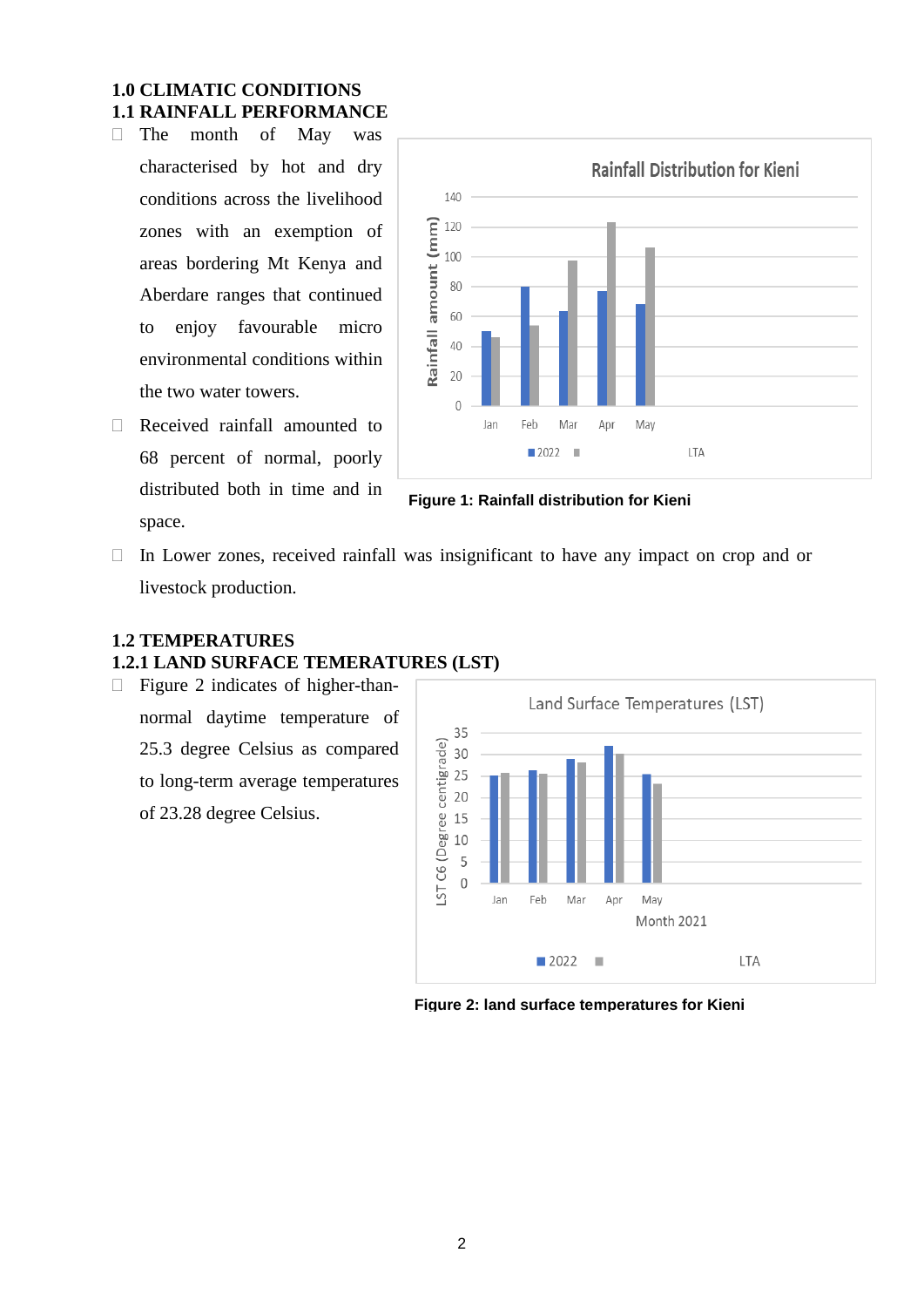# 1.0 CLIMATIC CONDITIONS

## 1.1 RAINFALL PERFORMANCE

- The month of May was characterised by hot and dry conditions across the livelihood zones with an exemption of areas bordering Mt Kenya and Aberdare ranges that continued to enjoy favourable micro environmental conditions within the two water towers.
- Received rainfall amounted to 68 percent of normal, poorly distributed both in time and in space.

**Figure 1: Rainfall distribution for Kieni**

- In Lower zones, received rainfall was insignificant to have any impact on crop and or livestock production.

## 1.2 TEMPERATURES

### 1.2.1 LAND SURFACE TEMERATURES (LST)

- Figure 2 indicates of higher-than-normal daytime temperature of 25.3 degree Celsius as compared to long-term average temperatures of 23.28 degree Celsius.

**Figure 2: land surface temperatures for Kieni**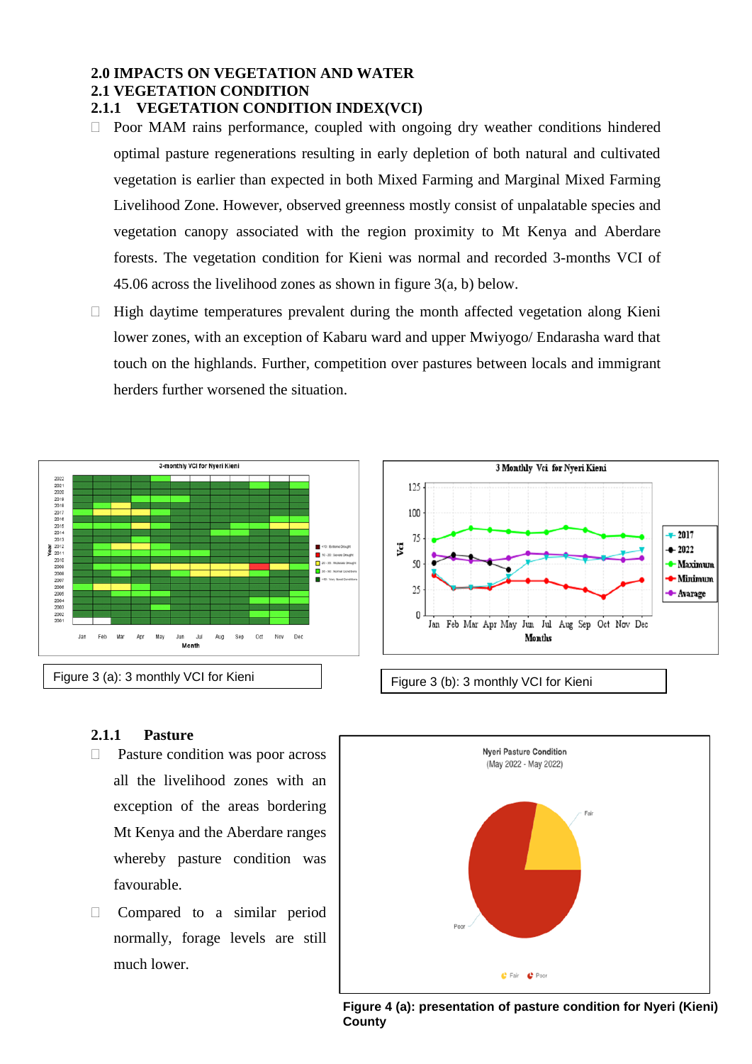## 2.0 IMPACTS ON VEGETATION AND WATER

## 2.1 VEGETATION CONDITION

### 2.1.1 VEGETATION CONDITION INDEX(VCI)

- Poor MAM rains performance, coupled with ongoing dry weather conditions hindered optimal pasture regenerations resulting in early depletion of both natural and cultivated vegetation is earlier than expected in both Mixed Farming and Marginal Mixed Farming Livelihood Zone. However, observed greenness mostly consist of unpalatable species and vegetation canopy associated with the region proximity to Mt Kenya and Aberdare forests. The vegetation condition for Kieni was normal and recorded 3-months VCI of 45.06 across the livelihood zones as shown in figure 3(a, b) below.
- High daytime temperatures prevalent during the month affected vegetation along Kieni lower zones, with an exception of Kabaru ward and upper Mwiyogo/ Endarasha ward that touch on the highlands. Further, competition over pastures between locals and immigrant herders further worsened the situation.

Figure 3 (a): 3 monthly VCI for Kieni

Figure 3 (b): 3 monthly VCI for Kieni

### 2.1.1 Pasture

- Pasture condition was poor across all the livelihood zones with an exception of the areas bordering Mt Kenya and the Aberdare ranges whereby pasture condition was favourable.
- Compared to a similar period normally, forage levels are still much lower.

**Figure 4 (a): presentation of pasture condition for Nyeri (Kieni) County**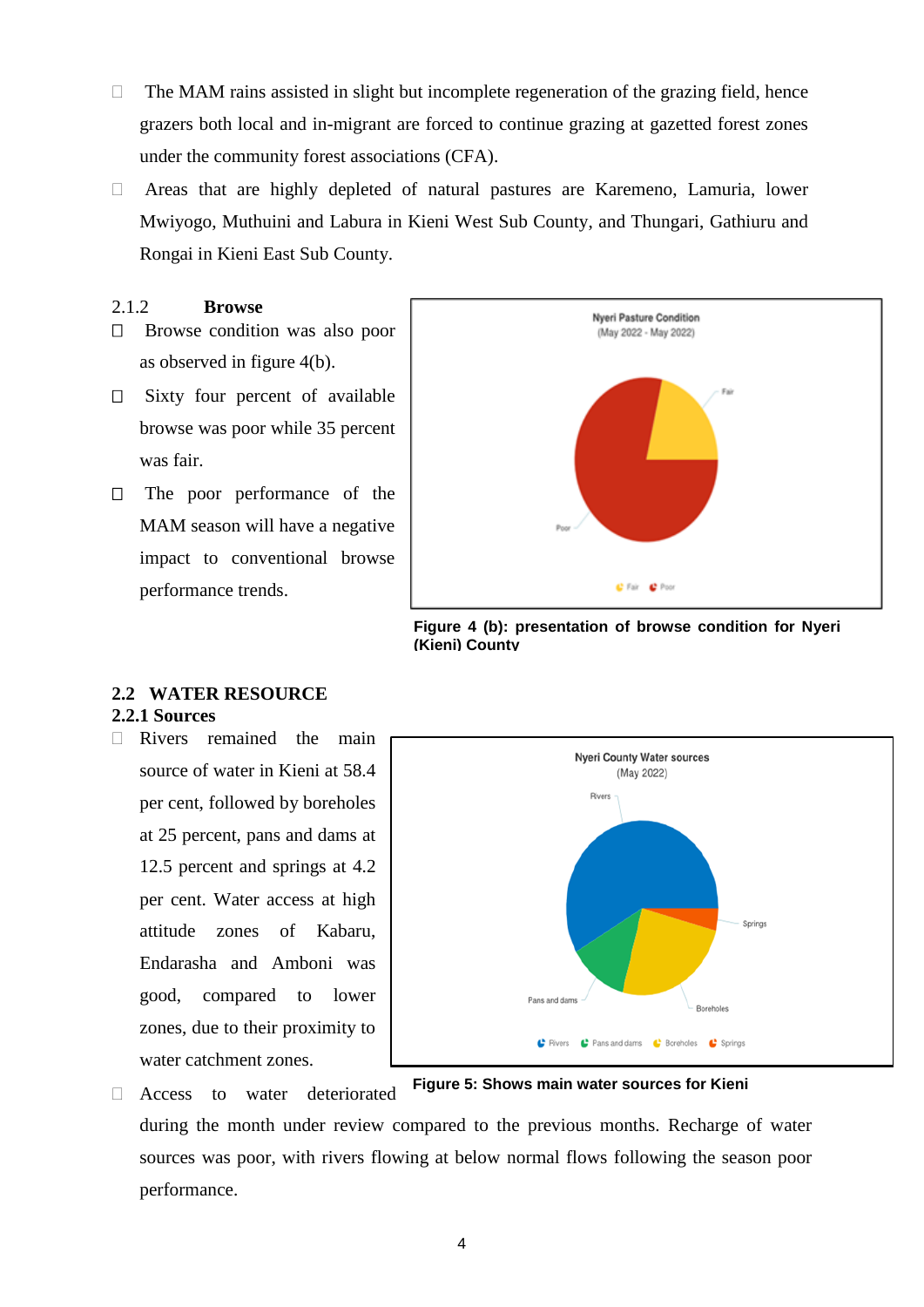- The MAM rains assisted in slight but incomplete regeneration of the grazing field, hence grazers both local and in-migrant are forced to continue grazing at gazetted forest zones under the community forest associations (CFA).
- Areas that are highly depleted of natural pastures are Karemeno, Lamuria, lower Mwiyogo, Muthuini and Labura in Kieni West Sub County, and Thungari, Gathiuru and Rongai in Kieni East Sub County.

### 2.1.2 Browse

- Browse condition was also poor as observed in figure 4(b).
- Sixty four percent of available browse was poor while 35 percent was fair.
- The poor performance of the MAM season will have a negative impact to conventional browse performance trends.

**Figure 4 (b): presentation of browse condition for Nyeri (Kieni) County**

## 2.2 WATER RESOURCE

### 2.2.1 Sources

- Rivers remained the main source of water in Kieni at 58.4 per cent, followed by boreholes at 25 percent, pans and dams at 12.5 percent and springs at 4.2 per cent. Water access at high attitude zones of Kabaru, Endarasha and Amboni was good, compared to lower zones, due to their proximity to water catchment zones.
- Access to water deteriorated during the month under review compared to the previous months. Recharge of water sources was poor, with rivers flowing at below normal flows following the season poor performance.

**Figure 5: Shows main water sources for Kieni**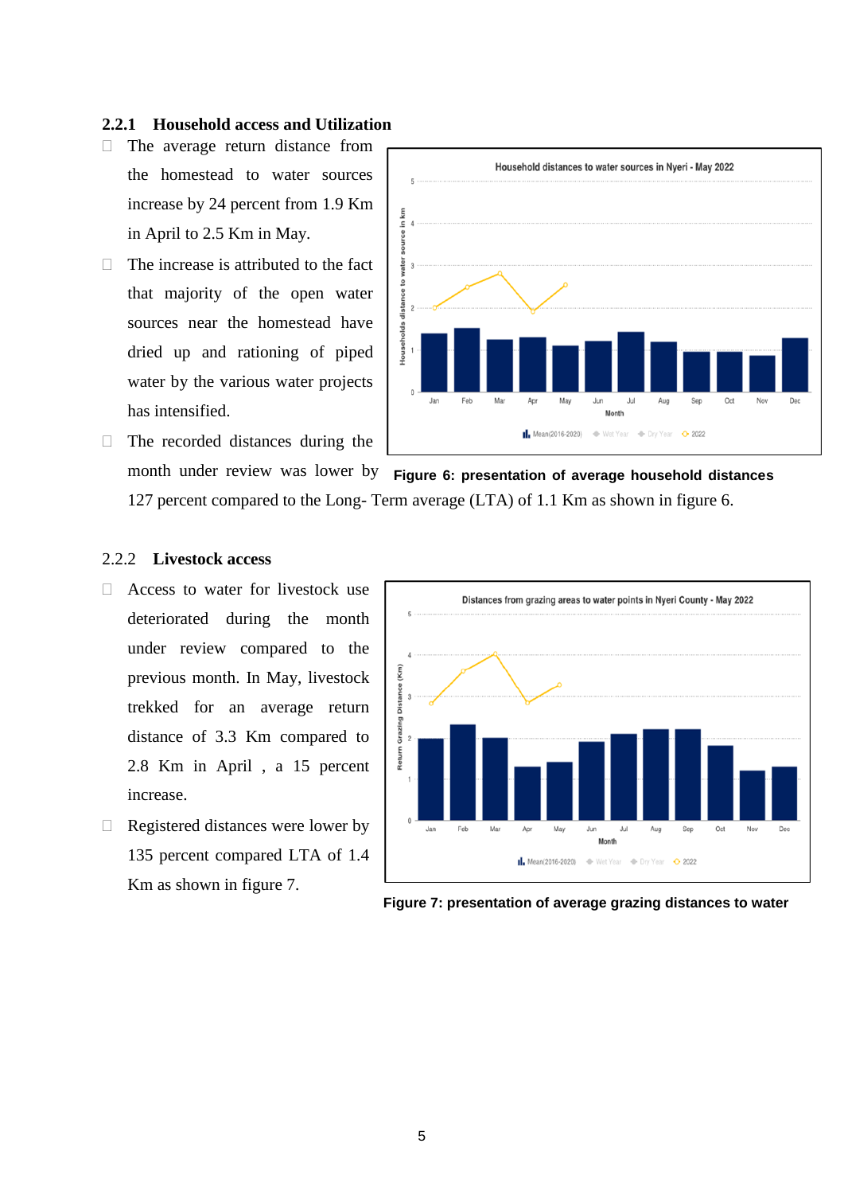### 2.2.1 Household access and Utilization

- The average return distance from the homestead to water sources increase by 24 percent from 1.9 Km in April to 2.5 Km in May.
- The increase is attributed to the fact that majority of the open water sources near the homestead have dried up and rationing of piped water by the various water projects has intensified.
- The recorded distances during the month under review was lower by 127 percent compared to the Long- Term average (LTA) of 1.1 Km as shown in figure 6.

**Figure 6: presentation of average household distances**

### 2.2.2 Livestock access

- Access to water for livestock use deteriorated during the month under review compared to the previous month. In May, livestock trekked for an average return distance of 3.3 Km compared to 2.8 Km in April , a 15 percent increase.
- Registered distances were lower by 135 percent compared LTA of 1.4 Km as shown in figure 7.

**Figure 7: presentation of average grazing distances to water**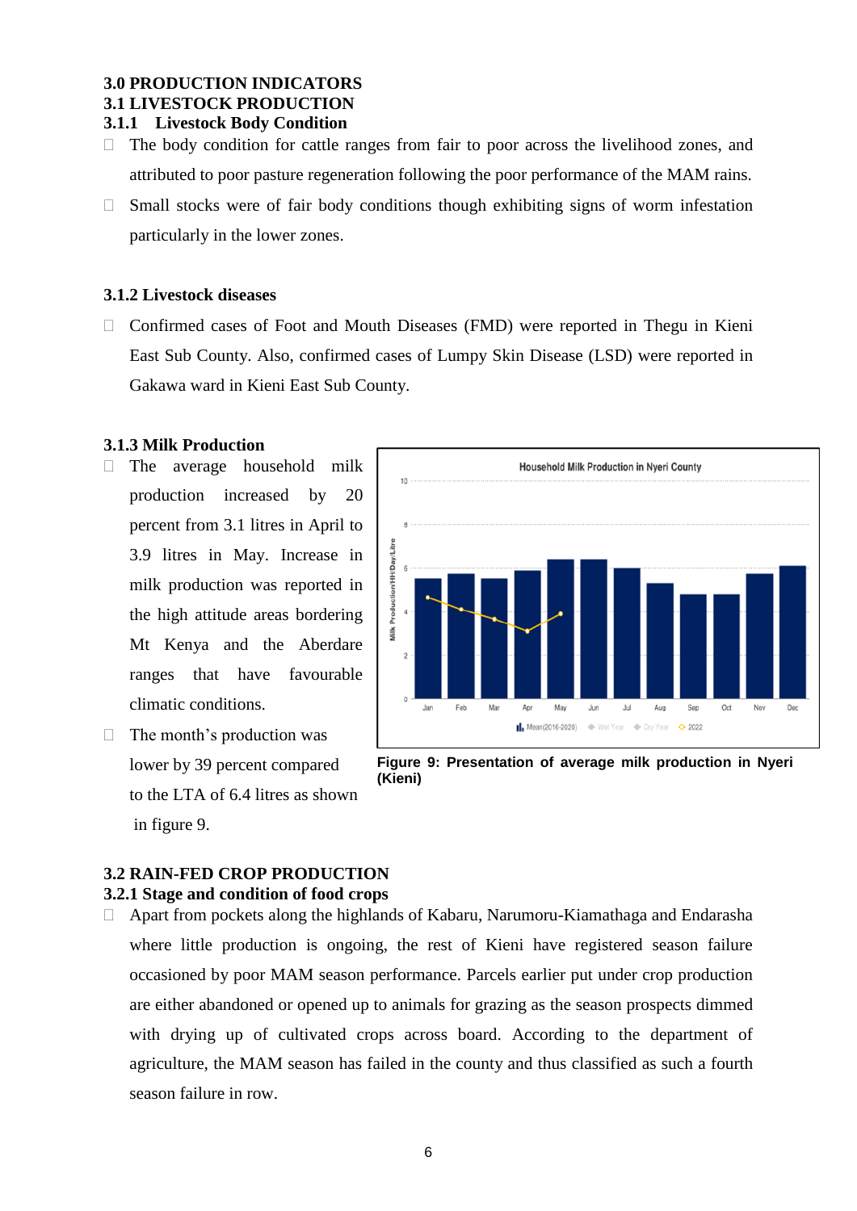## 3.0 PRODUCTION INDICATORS

## 3.1 LIVESTOCK PRODUCTION

### 3.1.1 Livestock Body Condition

- The body condition for cattle ranges from fair to poor across the livelihood zones, and attributed to poor pasture regeneration following the poor performance of the MAM rains.
- Small stocks were of fair body conditions though exhibiting signs of worm infestation particularly in the lower zones.

### 3.1.2 Livestock diseases

- Confirmed cases of Foot and Mouth Diseases (FMD) were reported in Thegu in Kieni East Sub County. Also, confirmed cases of Lumpy Skin Disease (LSD) were reported in Gakawa ward in Kieni East Sub County.

### 3.1.3 Milk Production

- The average household milk production increased by 20 percent from 3.1 litres in April to 3.9 litres in May. Increase in milk production was reported in the high attitude areas bordering Mt Kenya and the Aberdare ranges that have favourable climatic conditions.
- The month's production was lower by 39 percent compared to the LTA of 6.4 litres as shown in figure 9.

**Figure 9: Presentation of average milk production in Nyeri (Kieni)**

## 3.2 RAIN-FED CROP PRODUCTION

### 3.2.1 Stage and condition of food crops

- Apart from pockets along the highlands of Kabaru, Narumoru-Kiamathaga and Endarasha where little production is ongoing, the rest of Kieni have registered season failure occasioned by poor MAM season performance. Parcels earlier put under crop production are either abandoned or opened up to animals for grazing as the season prospects dimmed with drying up of cultivated crops across board. According to the department of agriculture, the MAM season has failed in the county and thus classified as such a fourth season failure in row.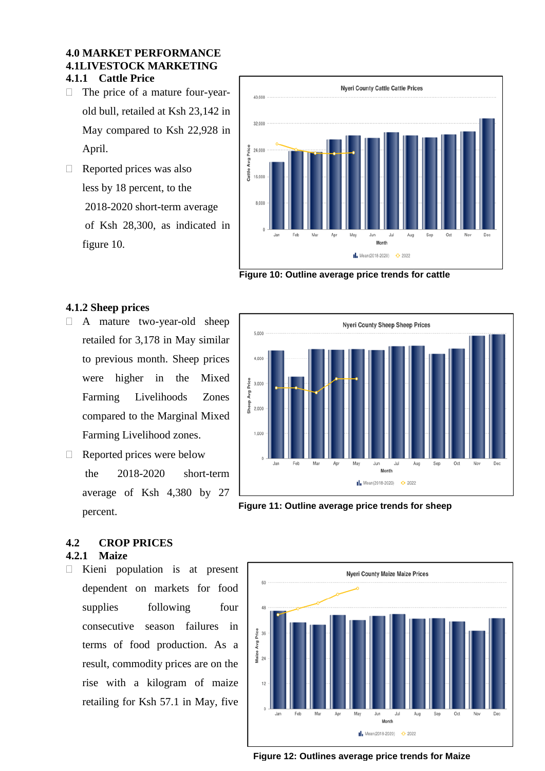# 4.0 MARKET PERFORMANCE

## 4.1LIVESTOCK MARKETING

### 4.1.1 Cattle Price

- The price of a mature four-year-old bull, retailed at Ksh 23,142 in May compared to Ksh 22,928 in April.
- Reported prices was also less by 18 percent, to the 2018-2020 short-term average of Ksh 28,300, as indicated in figure 10.

Figure 10: Outline average price trends for cattle

### 4.1.2 Sheep prices

- A mature two-year-old sheep retailed for 3,178 in May similar to previous month. Sheep prices were higher in the Mixed Farming Livelihoods Zones compared to the Marginal Mixed Farming Livelihood zones.
- Reported prices were below the 2018-2020 short-term average of Ksh 4,380 by 27 percent.

Figure 11: Outline average price trends for sheep

## 4.2 CROP PRICES

### 4.2.1 Maize

- Kieni population is at present dependent on markets for food supplies following four consecutive season failures in terms of food production. As a result, commodity prices are on the rise with a kilogram of maize retailing for Ksh 57.1 in May, five

Figure 12: Outlines average price trends for Maize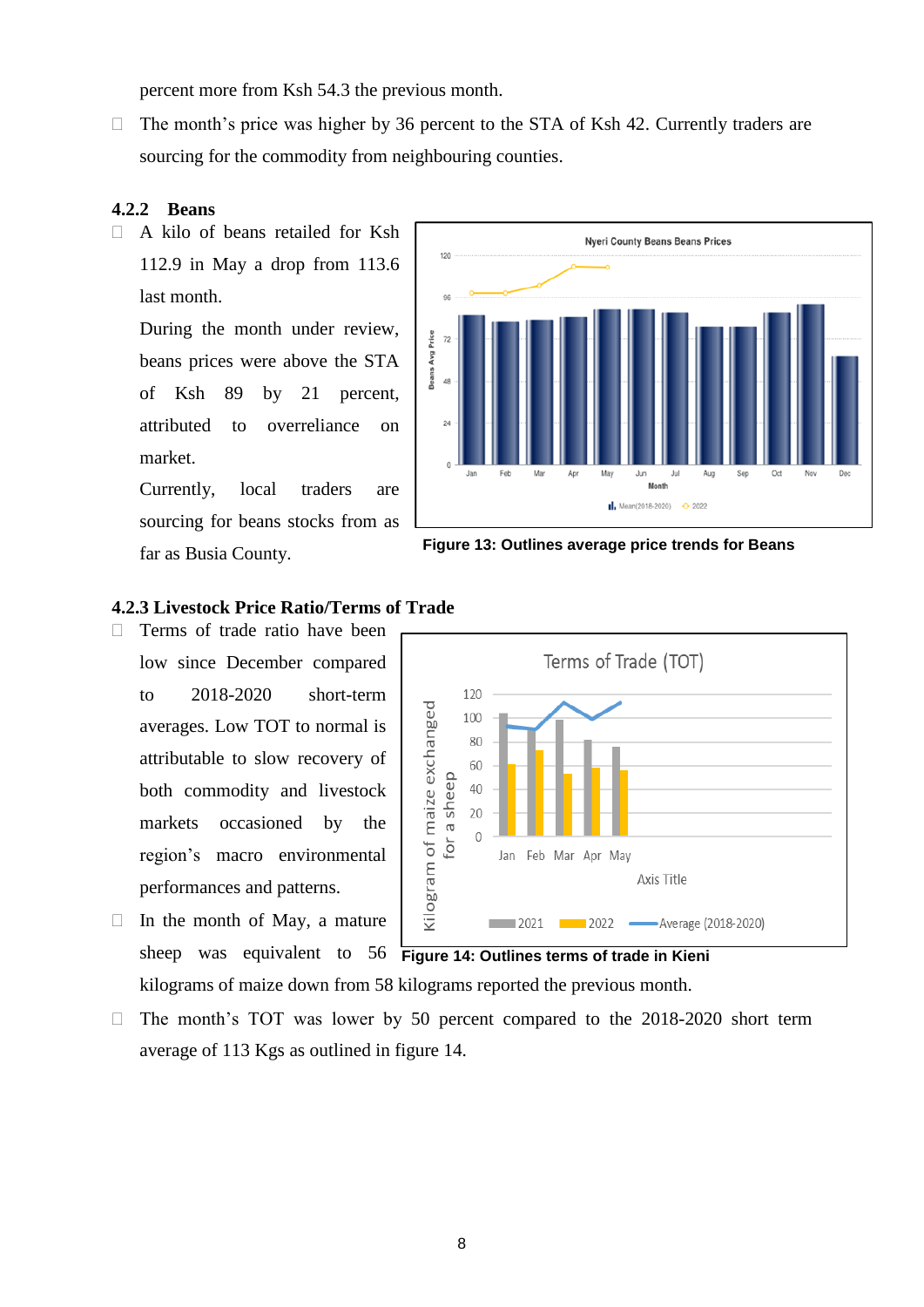percent more from Ksh 54.3 the previous month.

- The month's price was higher by 36 percent to the STA of Ksh 42. Currently traders are sourcing for the commodity from neighbouring counties.

### 4.2.2 Beans

- A kilo of beans retailed for Ksh 112.9 in May a drop from 113.6 last month.

  During the month under review, beans prices were above the STA of Ksh 89 by 21 percent, attributed to overreliance on market.

  Currently, local traders are sourcing for beans stocks from as far as Busia County.

**Figure 13: Outlines average price trends for Beans**

### 4.2.3 Livestock Price Ratio/Terms of Trade

- Terms of trade ratio have been low since December compared to 2018-2020 short-term averages. Low TOT to normal is attributable to slow recovery of both commodity and livestock markets occasioned by the region's macro environmental performances and patterns.
- In the month of May, a mature sheep was equivalent to 56 kilograms of maize down from 58 kilograms reported the previous month.

**Figure 14: Outlines terms of trade in Kieni**

- The month's TOT was lower by 50 percent compared to the 2018-2020 short term average of 113 Kgs as outlined in figure 14.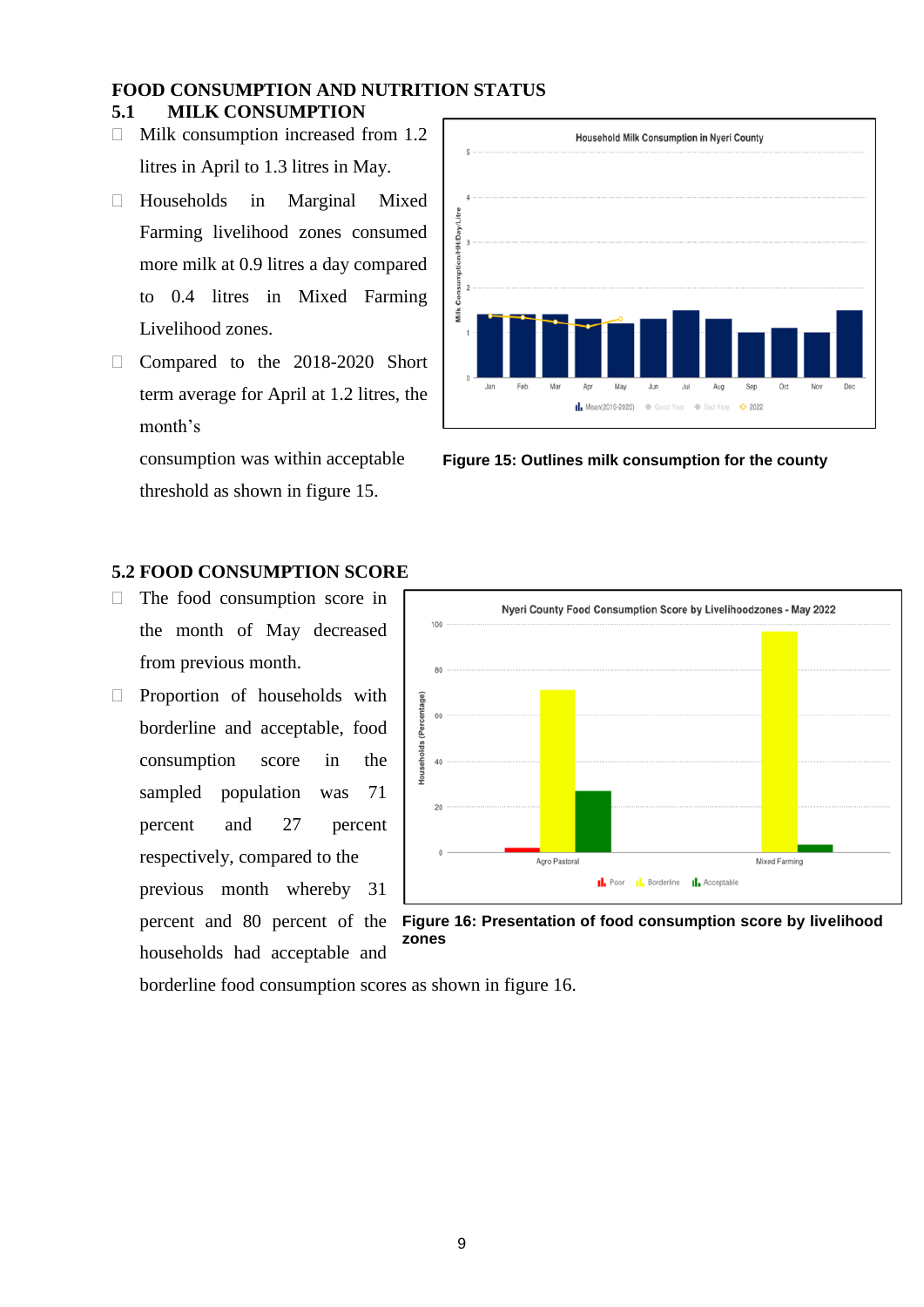# FOOD CONSUMPTION AND NUTRITION STATUS

## 5.1 MILK CONSUMPTION

- Milk consumption increased from 1.2 litres in April to 1.3 litres in May.
- Households in Marginal Mixed Farming livelihood zones consumed more milk at 0.9 litres a day compared to 0.4 litres in Mixed Farming Livelihood zones.
- Compared to the 2018-2020 Short term average for April at 1.2 litres, the month's consumption was within acceptable threshold as shown in figure 15.

**Figure 15: Outlines milk consumption for the county**

## 5.2 FOOD CONSUMPTION SCORE

- The food consumption score in the month of May decreased from previous month.
- Proportion of households with borderline and acceptable, food consumption score in the sampled population was 71 percent and 27 percent respectively, compared to the previous month whereby 31 percent and 80 percent of the households had acceptable and borderline food consumption scores as shown in figure 16.

**Figure 16: Presentation of food consumption score by livelihood zones**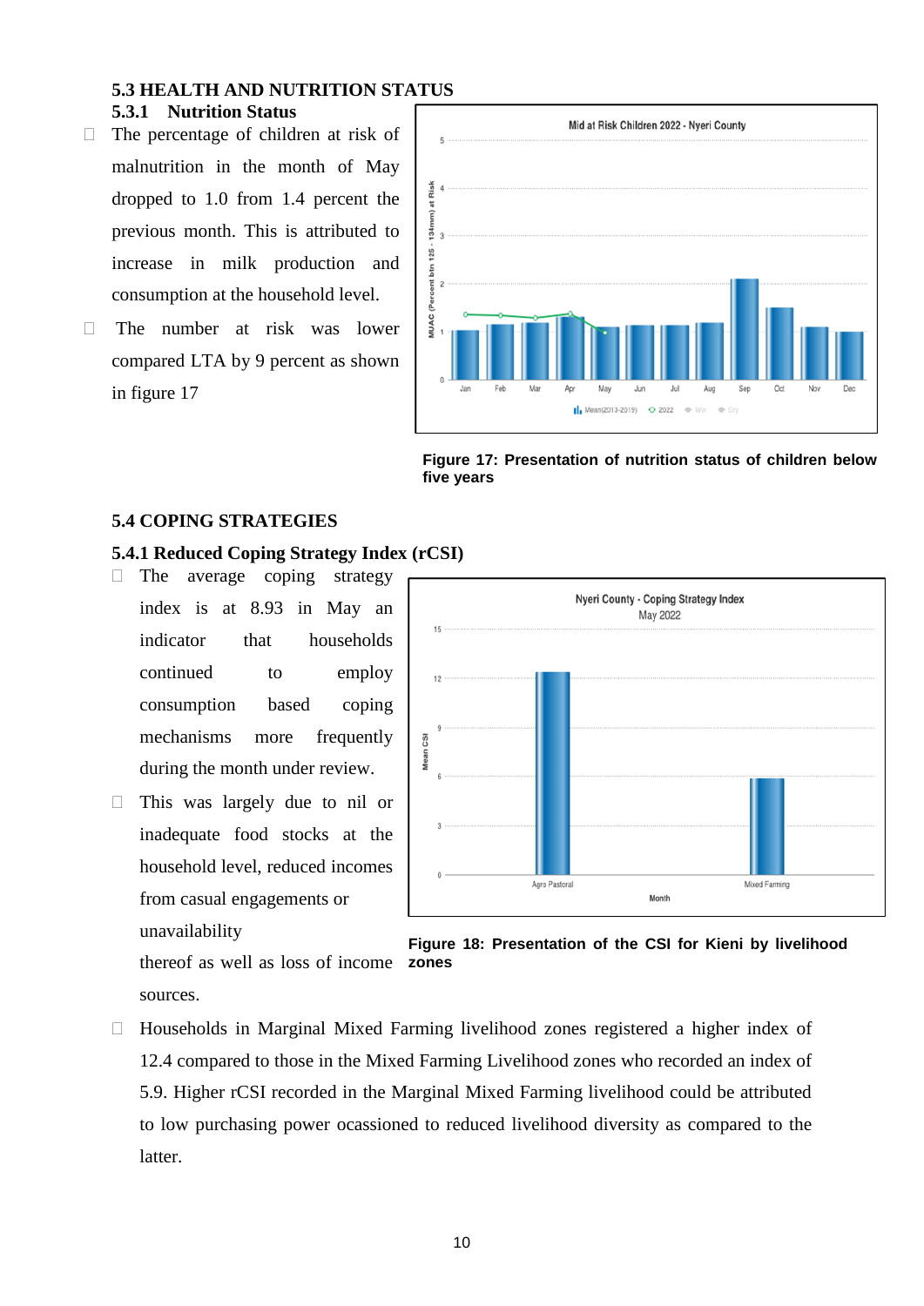## 5.3 HEALTH AND NUTRITION STATUS

### 5.3.1 Nutrition Status

- The percentage of children at risk of malnutrition in the month of May dropped to 1.0 from 1.4 percent the previous month. This is attributed to increase in milk production and consumption at the household level.
- The number at risk was lower compared LTA by 9 percent as shown in figure 17

**Figure 17: Presentation of nutrition status of children below five years**

## 5.4 COPING STRATEGIES

### 5.4.1 Reduced Coping Strategy Index (rCSI)

- The average coping strategy index is at 8.93 in May an indicator that households continued to employ consumption based coping mechanisms more frequently during the month under review.
- This was largely due to nil or inadequate food stocks at the household level, reduced incomes from casual engagements or unavailability thereof as well as loss of income sources.

**Figure 18: Presentation of the CSI for Kieni by livelihood zones**

- Households in Marginal Mixed Farming livelihood zones registered a higher index of 12.4 compared to those in the Mixed Farming Livelihood zones who recorded an index of 5.9. Higher rCSI recorded in the Marginal Mixed Farming livelihood could be attributed to low purchasing power ocassioned to reduced livelihood diversity as compared to the latter.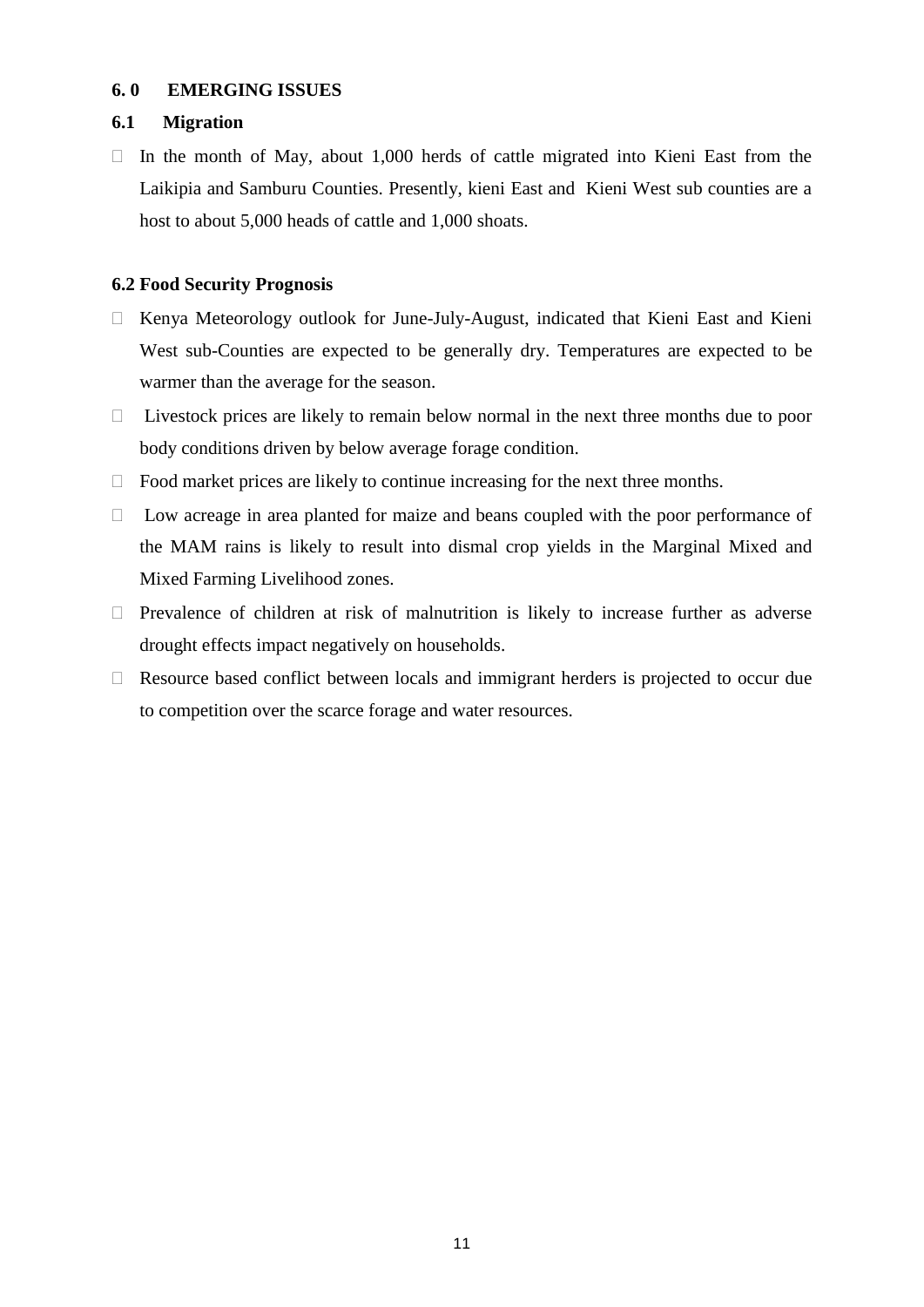## 6. 0 EMERGING ISSUES

### 6.1 Migration

- In the month of May, about 1,000 herds of cattle migrated into Kieni East from the Laikipia and Samburu Counties. Presently, kieni East and Kieni West sub counties are a host to about 5,000 heads of cattle and 1,000 shoats.

### 6.2 Food Security Prognosis

- Kenya Meteorology outlook for June-July-August, indicated that Kieni East and Kieni West sub-Counties are expected to be generally dry. Temperatures are expected to be warmer than the average for the season.
- Livestock prices are likely to remain below normal in the next three months due to poor body conditions driven by below average forage condition.
- Food market prices are likely to continue increasing for the next three months.
- Low acreage in area planted for maize and beans coupled with the poor performance of the MAM rains is likely to result into dismal crop yields in the Marginal Mixed and Mixed Farming Livelihood zones.
- Prevalence of children at risk of malnutrition is likely to increase further as adverse drought effects impact negatively on households.
- Resource based conflict between locals and immigrant herders is projected to occur due to competition over the scarce forage and water resources.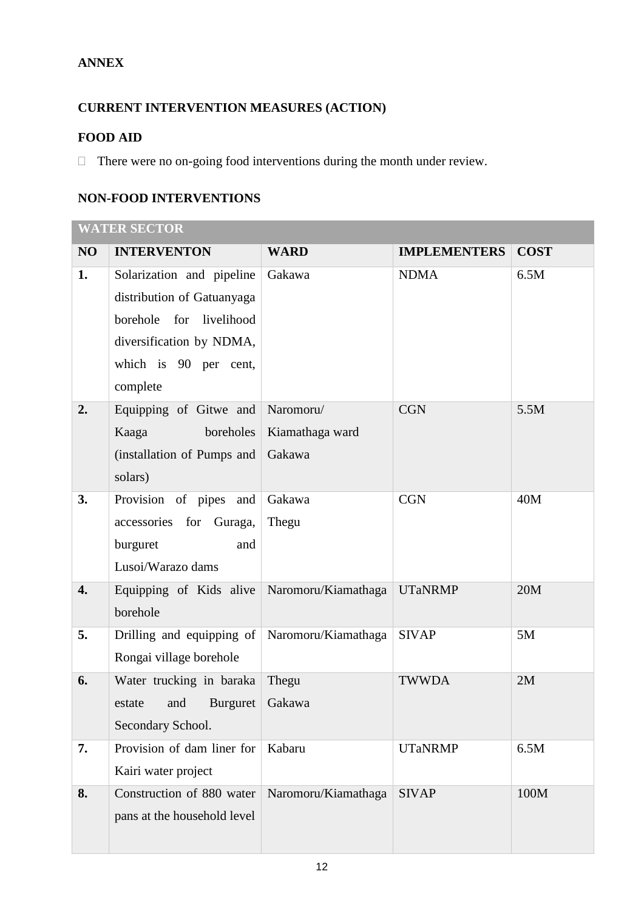**ANNEX**

**CURRENT INTERVENTION MEASURES (ACTION)**

**FOOD AID**

- There were no on-going food interventions during the month under review.

**NON-FOOD INTERVENTIONS**

| WATER SECTOR | | | | |
|---|---|---|---|---|
| **NO** | **INTERVENTON** | **WARD** | **IMPLEMENTERS** | **COST** |
| **1.** | Solarization and pipeline distribution of Gatuanyaga borehole for livelihood diversification by NDMA, which is 90 per cent, complete | Gakawa | NDMA | 6.5M |
| **2.** | Equipping of Gitwe and Kaaga boreholes (installation of Pumps and solars) | Naromoru/ Kiamathaga ward Gakawa | CGN | 5.5M |
| **3.** | Provision of pipes and accessories for Guraga, burguret and Lusoi/Warazo dams | Gakawa Thegu | CGN | 40M |
| **4.** | Equipping of Kids alive borehole | Naromoru/Kiamathaga | UTaNRMP | 20M |
| **5.** | Drilling and equipping of Rongai village borehole | Naromoru/Kiamathaga | SIVAP | 5M |
| **6.** | Water trucking in baraka estate and Burguret Secondary School. | Thegu Gakawa | TWWDA | 2M |
| **7.** | Provision of dam liner for Kairi water project | Kabaru | UTaNRMP | 6.5M |
| **8.** | Construction of 880 water pans at the household level | Naromoru/Kiamathaga | SIVAP | 100M |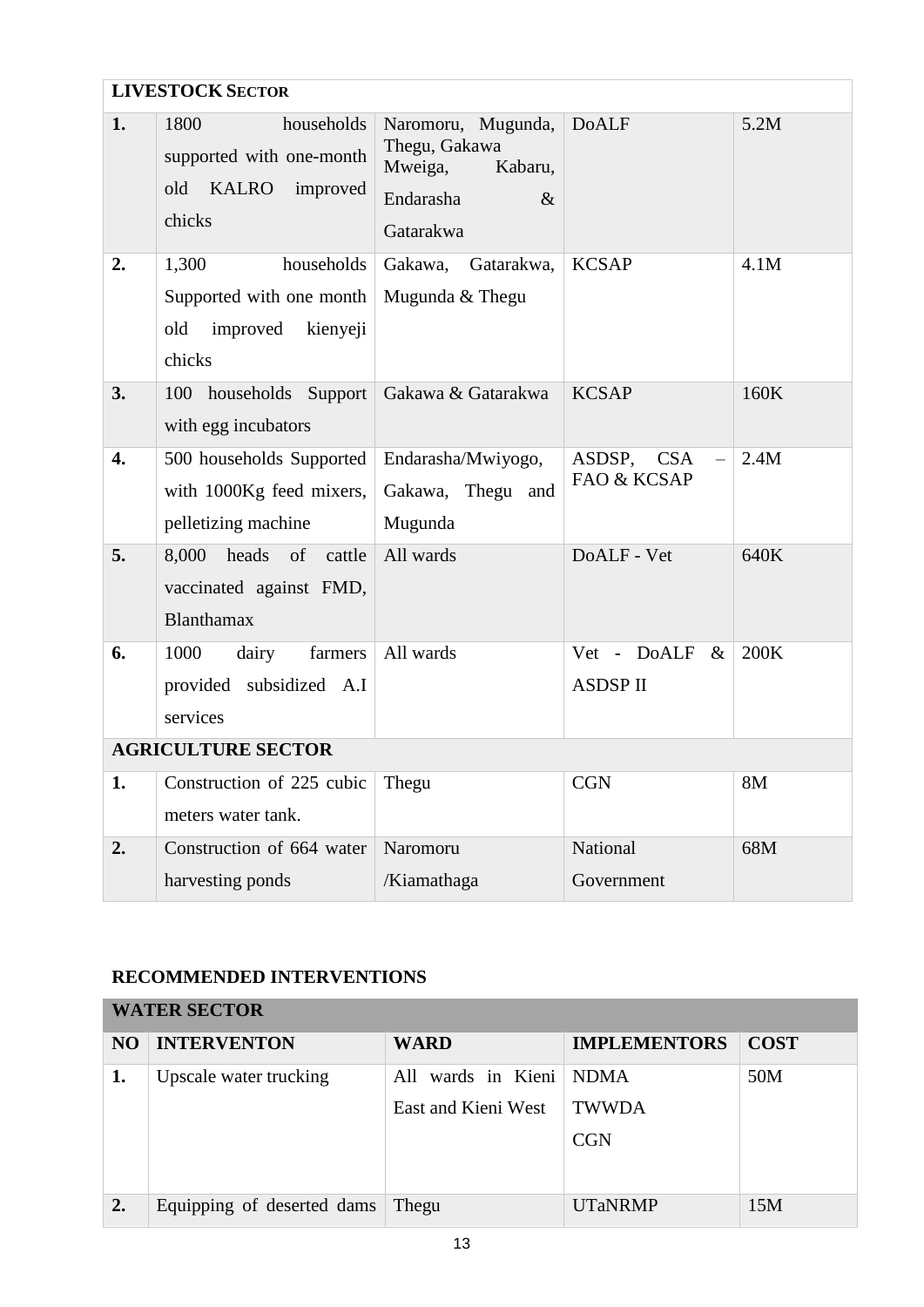| **LIVESTOCK SECTOR** | | | | |
|---|---|---|---|---|
| **1.** | 1800 households supported with one-month old KALRO improved chicks | Naromoru, Mugunda, Thegu, Gakawa Mweiga, Kabaru, Endarasha & Gatarakwa | DoALF | 5.2M |
| **2.** | 1,300 households Supported with one month old improved kienyeji chicks | Gakawa, Gatarakwa, Mugunda & Thegu | KCSAP | 4.1M |
| **3.** | 100 households Support with egg incubators | Gakawa & Gatarakwa | KCSAP | 160K |
| **4.** | 500 households Supported with 1000Kg feed mixers, pelletizing machine | Endarasha/Mwiyogo, Gakawa, Thegu and Mugunda | ASDSP, CSA – FAO & KCSAP | 2.4M |
| **5.** | 8,000 heads of cattle vaccinated against FMD, Blanthamax | All wards | DoALF - Vet | 640K |
| **6.** | 1000 dairy farmers provided subsidized A.I services | All wards | Vet - DoALF & ASDSP II | 200K |
| **AGRICULTURE SECTOR** | | | | |
| **1.** | Construction of 225 cubic meters water tank. | Thegu | CGN | 8M |
| **2.** | Construction of 664 water harvesting ponds | Naromoru /Kiamathaga | National Government | 68M |

**RECOMMENDED INTERVENTIONS**

| **WATER SECTOR** | | | | |
|---|---|---|---|---|
| **NO** | **INTERVENTON** | **WARD** | **IMPLEMENTORS** | **COST** |
| **1.** | Upscale water trucking | All wards in Kieni East and Kieni West | NDMA<br>TWWDA<br>CGN | 50M |
| **2.** | Equipping of deserted dams | Thegu | UTaNRMP | 15M |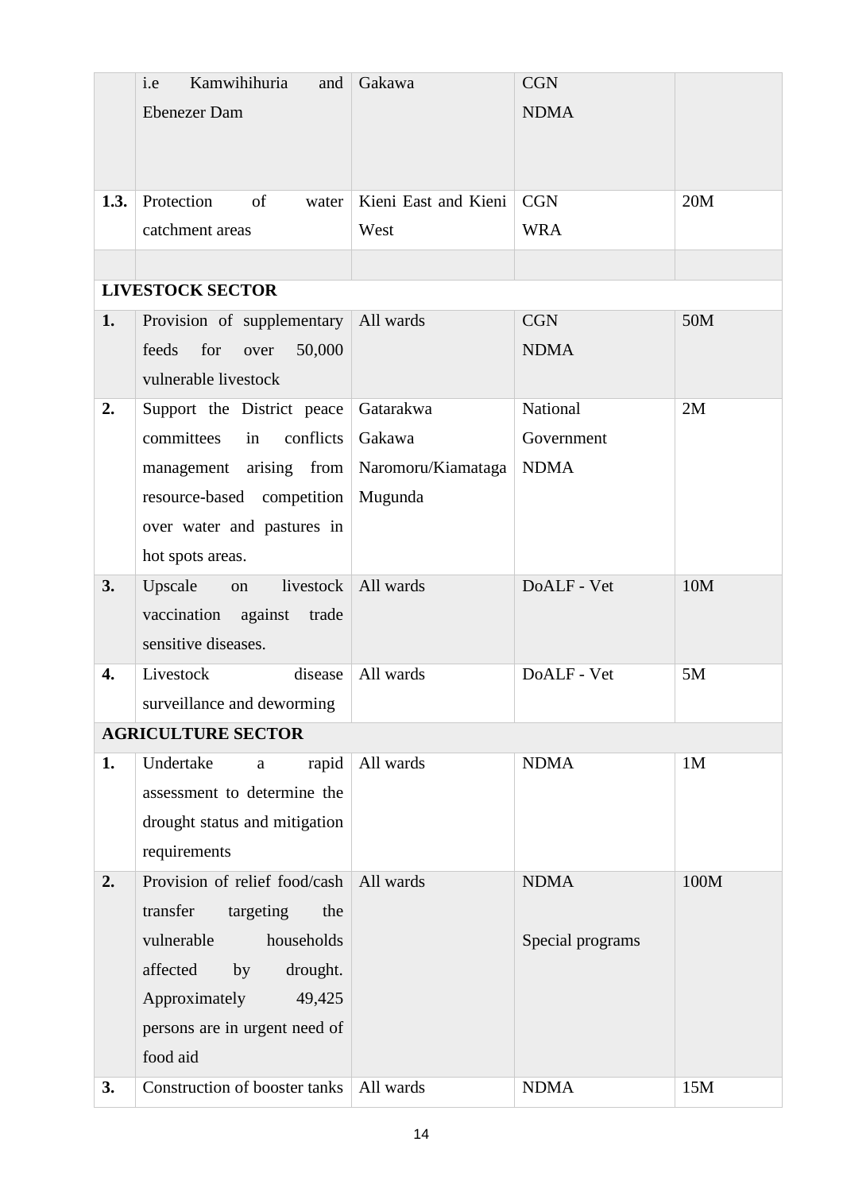| | | | | |
|---|---|---|---|---|
| | i.e Kamwihihuria and Ebenezer Dam | Gakawa | CGN<br>NDMA | |
| **1.3.** | Protection of water catchment areas | Kieni East and Kieni West | CGN<br>WRA | 20M |
| | | | | |
| **LIVESTOCK SECTOR** | | | | |
| **1.** | Provision of supplementary feeds for over 50,000 vulnerable livestock | All wards | CGN<br>NDMA | 50M |
| **2.** | Support the District peace committees in conflicts management arising from resource-based competition over water and pastures in hot spots areas. | Gatarakwa<br>Gakawa<br>Naromoru/Kiamataga<br>Mugunda | National Government<br>NDMA | 2M |
| **3.** | Upscale on livestock vaccination against trade sensitive diseases. | All wards | DoALF - Vet | 10M |
| **4.** | Livestock disease surveillance and deworming | All wards | DoALF - Vet | 5M |
| **AGRICULTURE SECTOR** | | | | |
| **1.** | Undertake a rapid assessment to determine the drought status and mitigation requirements | All wards | NDMA | 1M |
| **2.** | Provision of relief food/cash transfer targeting the vulnerable households affected by drought. Approximately 49,425 persons are in urgent need of food aid | All wards | NDMA<br><br>Special programs | 100M |
| **3.** | Construction of booster tanks | All wards | NDMA | 15M |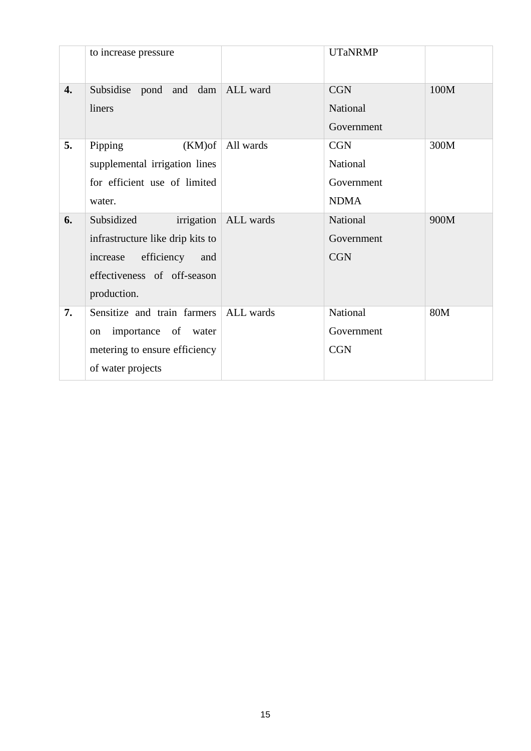| | | | | |
|---|---|---|---|---|
| | to increase pressure | | UTaNRMP | |
| **4.** | Subsidise pond and dam liners | ALL ward | CGN<br>National Government | 100M |
| **5.** | Pipping (KM)of supplemental irrigation lines for efficient use of limited water. | All wards | CGN<br>National Government<br>NDMA | 300M |
| **6.** | Subsidized irrigation infrastructure like drip kits to increase efficiency and effectiveness of off-season production. | ALL wards | National Government<br>CGN | 900M |
| **7.** | Sensitize and train farmers on importance of water metering to ensure efficiency of water projects | ALL wards | National Government<br>CGN | 80M |